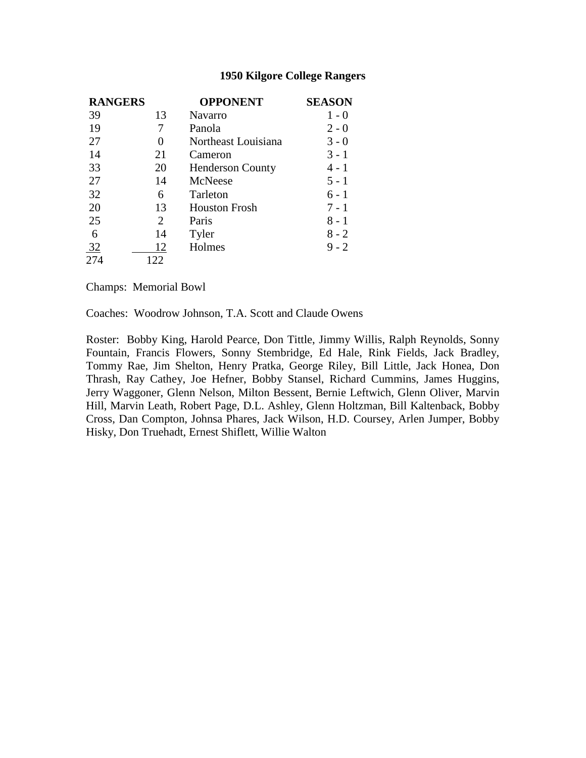# 1950 Kilgore College Rangers

| RANGERS | | OPPONENT | SEASON |
|---|---|---|---|
| 39 | 13 | Navarro | 1 - 0 |
| 19 | 7 | Panola | 2 - 0 |
| 27 | 0 | Northeast Louisiana | 3 - 0 |
| 14 | 21 | Cameron | 3 - 1 |
| 33 | 20 | Henderson County | 4 - 1 |
| 27 | 14 | McNeese | 5 - 1 |
| 32 | 6 | Tarleton | 6 - 1 |
| 20 | 13 | Houston Frosh | 7 - 1 |
| 25 | 2 | Paris | 8 - 1 |
| 6 | 14 | Tyler | 8 - 2 |
| 32 | 12 | Holmes | 9 - 2 |
| 274 | 122 | | |

Champs: Memorial Bowl

Coaches: Woodrow Johnson, T.A. Scott and Claude Owens

Roster: Bobby King, Harold Pearce, Don Tittle, Jimmy Willis, Ralph Reynolds, Sonny Fountain, Francis Flowers, Sonny Stembridge, Ed Hale, Rink Fields, Jack Bradley, Tommy Rae, Jim Shelton, Henry Pratka, George Riley, Bill Little, Jack Honea, Don Thrash, Ray Cathey, Joe Hefner, Bobby Stansel, Richard Cummins, James Huggins, Jerry Waggoner, Glenn Nelson, Milton Bessent, Bernie Leftwich, Glenn Oliver, Marvin Hill, Marvin Leath, Robert Page, D.L. Ashley, Glenn Holtzman, Bill Kaltenback, Bobby Cross, Dan Compton, Johnsa Phares, Jack Wilson, H.D. Coursey, Arlen Jumper, Bobby Hisky, Don Truehadt, Ernest Shiflett, Willie Walton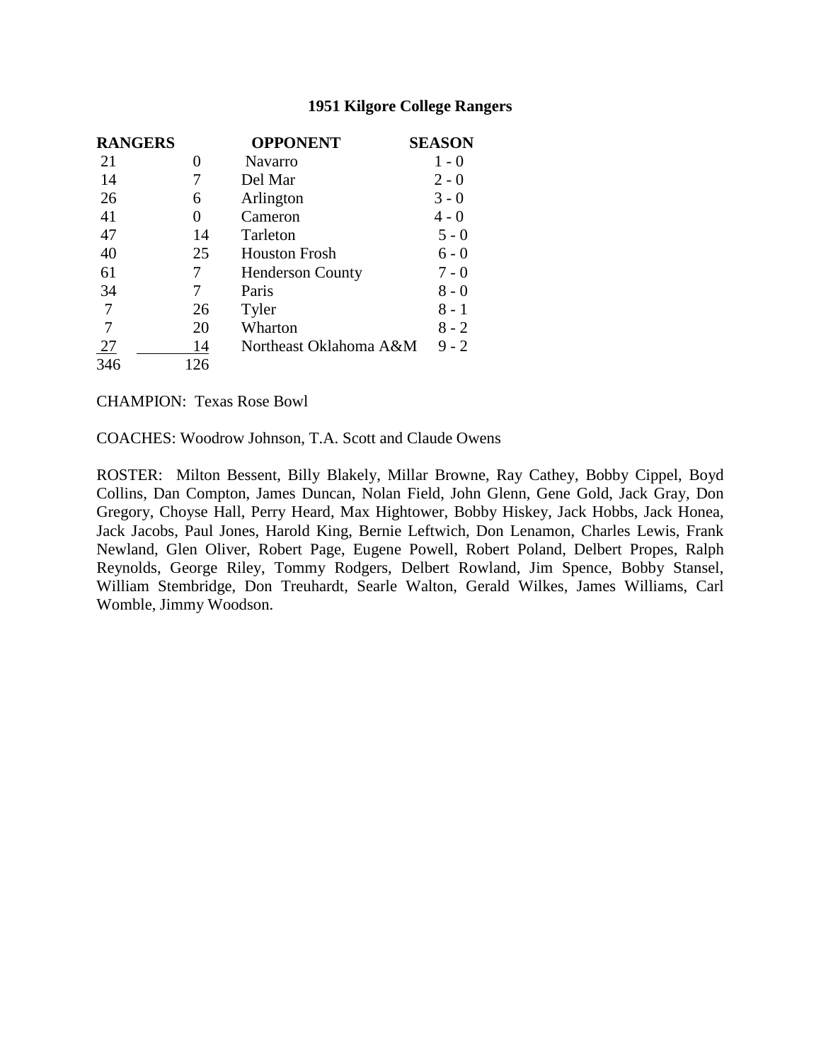**1951 Kilgore College Rangers**

| RANGERS | | OPPONENT | SEASON |
|---|---|---|---|
| 21 | 0 | Navarro | 1 - 0 |
| 14 | 7 | Del Mar | 2 - 0 |
| 26 | 6 | Arlington | 3 - 0 |
| 41 | 0 | Cameron | 4 - 0 |
| 47 | 14 | Tarleton | 5 - 0 |
| 40 | 25 | Houston Frosh | 6 - 0 |
| 61 | 7 | Henderson County | 7 - 0 |
| 34 | 7 | Paris | 8 - 0 |
| 7 | 26 | Tyler | 8 - 1 |
| 7 | 20 | Wharton | 8 - 2 |
| 27 | 14 | Northeast Oklahoma A&M | 9 - 2 |
| 346 | 126 | | |

CHAMPION: Texas Rose Bowl

COACHES: Woodrow Johnson, T.A. Scott and Claude Owens

ROSTER: Milton Bessent, Billy Blakely, Millar Browne, Ray Cathey, Bobby Cippel, Boyd Collins, Dan Compton, James Duncan, Nolan Field, John Glenn, Gene Gold, Jack Gray, Don Gregory, Choyse Hall, Perry Heard, Max Hightower, Bobby Hiskey, Jack Hobbs, Jack Honea, Jack Jacobs, Paul Jones, Harold King, Bernie Leftwich, Don Lenamon, Charles Lewis, Frank Newland, Glen Oliver, Robert Page, Eugene Powell, Robert Poland, Delbert Propes, Ralph Reynolds, George Riley, Tommy Rodgers, Delbert Rowland, Jim Spence, Bobby Stansel, William Stembridge, Don Treuhardt, Searle Walton, Gerald Wilkes, James Williams, Carl Womble, Jimmy Woodson.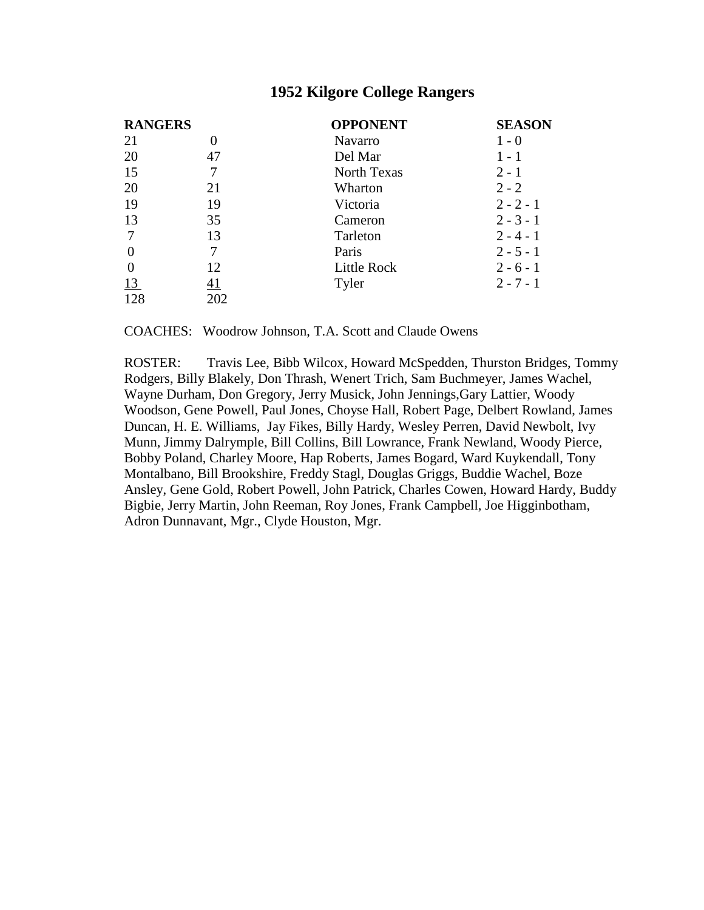# 1952 Kilgore College Rangers

| RANGERS | | OPPONENT | SEASON |
|---|---|---|---|
| 21 | 0 | Navarro | 1 - 0 |
| 20 | 47 | Del Mar | 1 - 1 |
| 15 | 7 | North Texas | 2 - 1 |
| 20 | 21 | Wharton | 2 - 2 |
| 19 | 19 | Victoria | 2 - 2 - 1 |
| 13 | 35 | Cameron | 2 - 3 - 1 |
| 7 | 13 | Tarleton | 2 - 4 - 1 |
| 0 | 7 | Paris | 2 - 5 - 1 |
| 0 | 12 | Little Rock | 2 - 6 - 1 |
| 13 | 41 | Tyler | 2 - 7 - 1 |
| 128 | 202 | | |

COACHES: Woodrow Johnson, T.A. Scott and Claude Owens

ROSTER: Travis Lee, Bibb Wilcox, Howard McSpedden, Thurston Bridges, Tommy Rodgers, Billy Blakely, Don Thrash, Wenert Trich, Sam Buchmeyer, James Wachel, Wayne Durham, Don Gregory, Jerry Musick, John Jennings,Gary Lattier, Woody Woodson, Gene Powell, Paul Jones, Choyse Hall, Robert Page, Delbert Rowland, James Duncan, H. E. Williams, Jay Fikes, Billy Hardy, Wesley Perren, David Newbolt, Ivy Munn, Jimmy Dalrymple, Bill Collins, Bill Lowrance, Frank Newland, Woody Pierce, Bobby Poland, Charley Moore, Hap Roberts, James Bogard, Ward Kuykendall, Tony Montalbano, Bill Brookshire, Freddy Stagl, Douglas Griggs, Buddie Wachel, Boze Ansley, Gene Gold, Robert Powell, John Patrick, Charles Cowen, Howard Hardy, Buddy Bigbie, Jerry Martin, John Reeman, Roy Jones, Frank Campbell, Joe Higginbotham, Adron Dunnavant, Mgr., Clyde Houston, Mgr.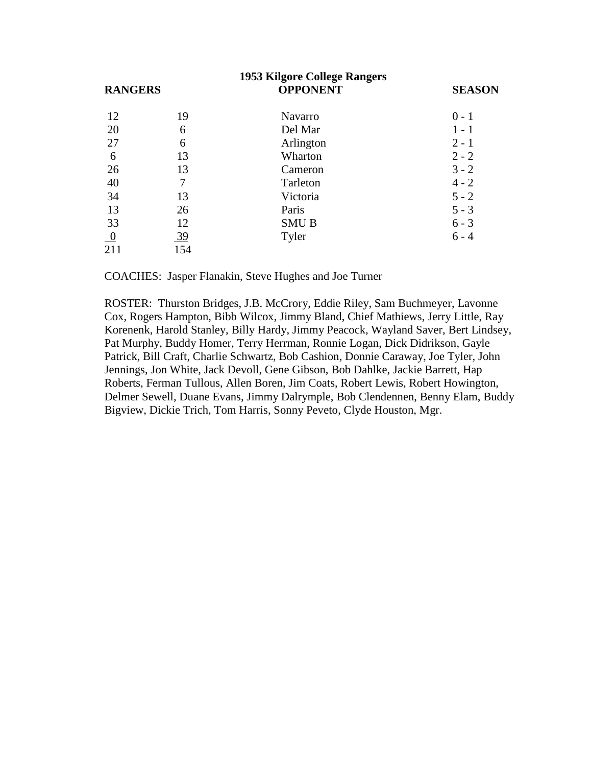# 1953 Kilgore College Rangers

| RANGERS | | OPPONENT | SEASON |
|---|---|---|---|
| 12 | 19 | Navarro | 0 - 1 |
| 20 | 6 | Del Mar | 1 - 1 |
| 27 | 6 | Arlington | 2 - 1 |
| 6 | 13 | Wharton | 2 - 2 |
| 26 | 13 | Cameron | 3 - 2 |
| 40 | 7 | Tarleton | 4 - 2 |
| 34 | 13 | Victoria | 5 - 2 |
| 13 | 26 | Paris | 5 - 3 |
| 33 | 12 | SMU B | 6 - 3 |
| 0 | 39 | Tyler | 6 - 4 |
| 211 | 154 | | |

COACHES: Jasper Flanakin, Steve Hughes and Joe Turner

ROSTER: Thurston Bridges, J.B. McCrory, Eddie Riley, Sam Buchmeyer, Lavonne Cox, Rogers Hampton, Bibb Wilcox, Jimmy Bland, Chief Mathiews, Jerry Little, Ray Korenenk, Harold Stanley, Billy Hardy, Jimmy Peacock, Wayland Saver, Bert Lindsey, Pat Murphy, Buddy Homer, Terry Herrman, Ronnie Logan, Dick Didrikson, Gayle Patrick, Bill Craft, Charlie Schwartz, Bob Cashion, Donnie Caraway, Joe Tyler, John Jennings, Jon White, Jack Devoll, Gene Gibson, Bob Dahlke, Jackie Barrett, Hap Roberts, Ferman Tullous, Allen Boren, Jim Coats, Robert Lewis, Robert Howington, Delmer Sewell, Duane Evans, Jimmy Dalrymple, Bob Clendennen, Benny Elam, Buddy Bigview, Dickie Trich, Tom Harris, Sonny Peveto, Clyde Houston, Mgr.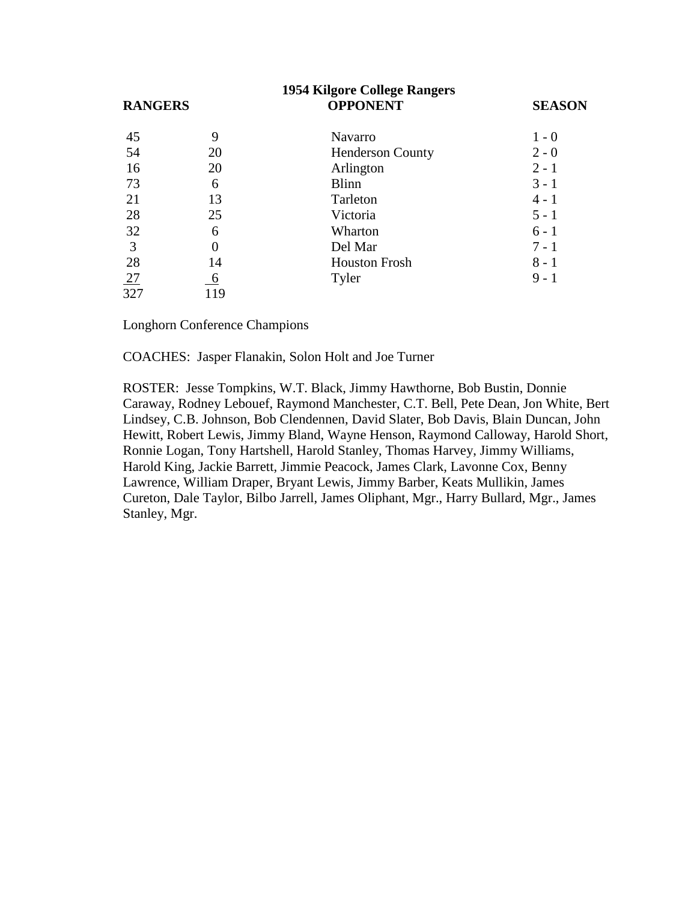## 1954 Kilgore College Rangers

| RANGERS | | OPPONENT | SEASON |
|---|---|---|---|
| 45 | 9 | Navarro | 1 - 0 |
| 54 | 20 | Henderson County | 2 - 0 |
| 16 | 20 | Arlington | 2 - 1 |
| 73 | 6 | Blinn | 3 - 1 |
| 21 | 13 | Tarleton | 4 - 1 |
| 28 | 25 | Victoria | 5 - 1 |
| 32 | 6 | Wharton | 6 - 1 |
| 3 | 0 | Del Mar | 7 - 1 |
| 28 | 14 | Houston Frosh | 8 - 1 |
| 27 | 6 | Tyler | 9 - 1 |
| 327 | 119 | | |

Longhorn Conference Champions

COACHES: Jasper Flanakin, Solon Holt and Joe Turner

ROSTER: Jesse Tompkins, W.T. Black, Jimmy Hawthorne, Bob Bustin, Donnie Caraway, Rodney Lebouef, Raymond Manchester, C.T. Bell, Pete Dean, Jon White, Bert Lindsey, C.B. Johnson, Bob Clendennen, David Slater, Bob Davis, Blain Duncan, John Hewitt, Robert Lewis, Jimmy Bland, Wayne Henson, Raymond Calloway, Harold Short, Ronnie Logan, Tony Hartshell, Harold Stanley, Thomas Harvey, Jimmy Williams, Harold King, Jackie Barrett, Jimmie Peacock, James Clark, Lavonne Cox, Benny Lawrence, William Draper, Bryant Lewis, Jimmy Barber, Keats Mullikin, James Cureton, Dale Taylor, Bilbo Jarrell, James Oliphant, Mgr., Harry Bullard, Mgr., James Stanley, Mgr.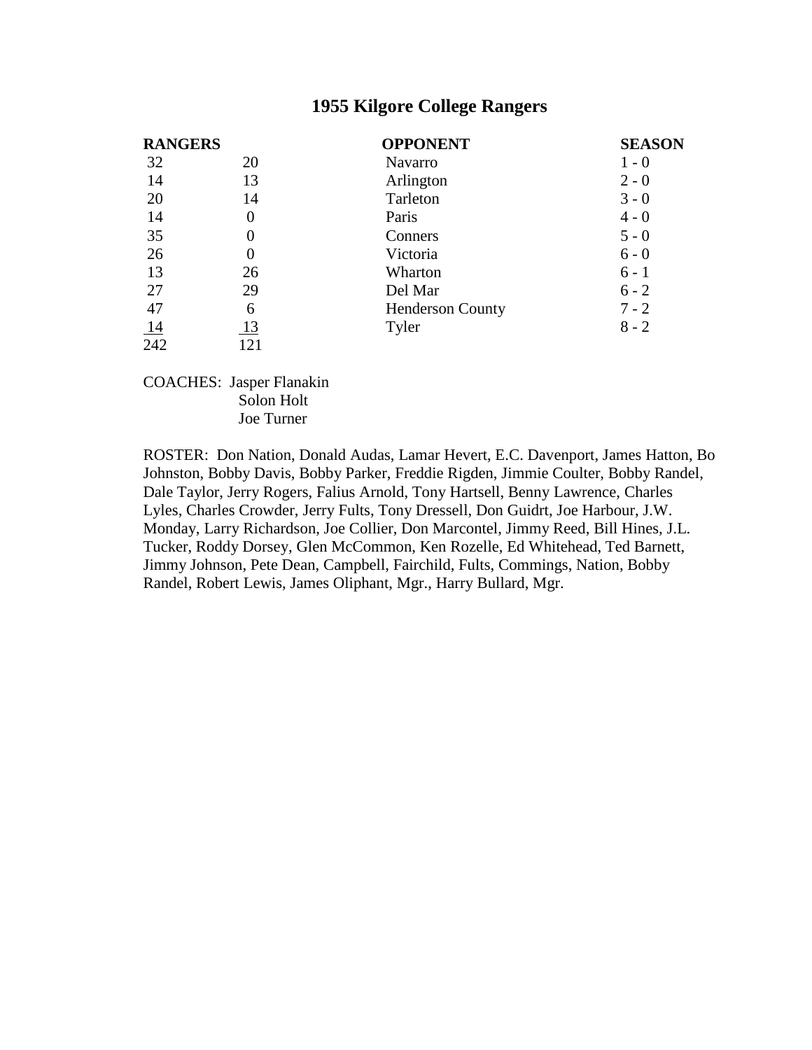# 1955 Kilgore College Rangers

| RANGERS | | OPPONENT | SEASON |
|---|---|---|---|
| 32 | 20 | Navarro | 1 - 0 |
| 14 | 13 | Arlington | 2 - 0 |
| 20 | 14 | Tarleton | 3 - 0 |
| 14 | 0 | Paris | 4 - 0 |
| 35 | 0 | Conners | 5 - 0 |
| 26 | 0 | Victoria | 6 - 0 |
| 13 | 26 | Wharton | 6 - 1 |
| 27 | 29 | Del Mar | 6 - 2 |
| 47 | 6 | Henderson County | 7 - 2 |
| 14 | 13 | Tyler | 8 - 2 |
| 242 | 121 | | |

COACHES: Jasper Flanakin
Solon Holt
Joe Turner

ROSTER: Don Nation, Donald Audas, Lamar Hevert, E.C. Davenport, James Hatton, Bo Johnston, Bobby Davis, Bobby Parker, Freddie Rigden, Jimmie Coulter, Bobby Randel, Dale Taylor, Jerry Rogers, Falius Arnold, Tony Hartsell, Benny Lawrence, Charles Lyles, Charles Crowder, Jerry Fults, Tony Dressell, Don Guidrt, Joe Harbour, J.W. Monday, Larry Richardson, Joe Collier, Don Marcontel, Jimmy Reed, Bill Hines, J.L. Tucker, Roddy Dorsey, Glen McCommon, Ken Rozelle, Ed Whitehead, Ted Barnett, Jimmy Johnson, Pete Dean, Campbell, Fairchild, Fults, Commings, Nation, Bobby Randel, Robert Lewis, James Oliphant, Mgr., Harry Bullard, Mgr.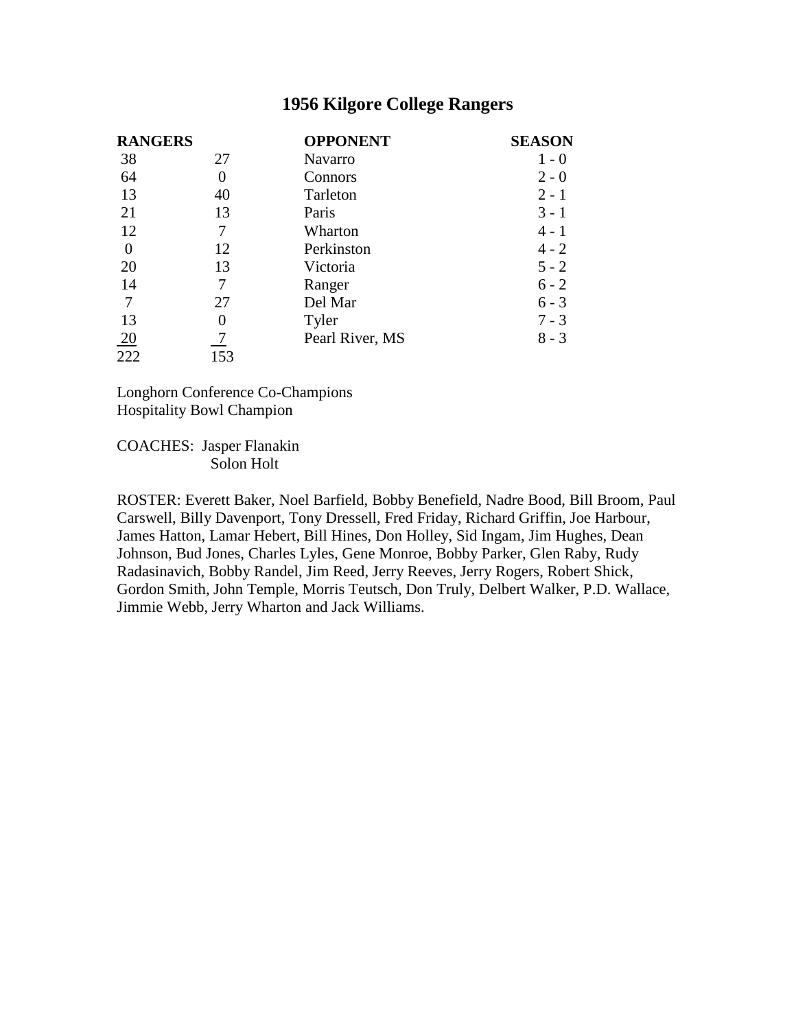# 1956 Kilgore College Rangers

| RANGERS | | OPPONENT | SEASON |
|---|---|---|---|
| 38 | 27 | Navarro | 1 - 0 |
| 64 | 0 | Connors | 2 - 0 |
| 13 | 40 | Tarleton | 2 - 1 |
| 21 | 13 | Paris | 3 - 1 |
| 12 | 7 | Wharton | 4 - 1 |
| 0 | 12 | Perkinston | 4 - 2 |
| 20 | 13 | Victoria | 5 - 2 |
| 14 | 7 | Ranger | 6 - 2 |
| 7 | 27 | Del Mar | 6 - 3 |
| 13 | 0 | Tyler | 7 - 3 |
| 20 | 7 | Pearl River, MS | 8 - 3 |
| 222 | 153 | | |

Longhorn Conference Co-Champions
Hospitality Bowl Champion

COACHES: Jasper Flanakin
Solon Holt

ROSTER: Everett Baker, Noel Barfield, Bobby Benefield, Nadre Bood, Bill Broom, Paul Carswell, Billy Davenport, Tony Dressell, Fred Friday, Richard Griffin, Joe Harbour, James Hatton, Lamar Hebert, Bill Hines, Don Holley, Sid Ingam, Jim Hughes, Dean Johnson, Bud Jones, Charles Lyles, Gene Monroe, Bobby Parker, Glen Raby, Rudy Radasinavich, Bobby Randel, Jim Reed, Jerry Reeves, Jerry Rogers, Robert Shick, Gordon Smith, John Temple, Morris Teutsch, Don Truly, Delbert Walker, P.D. Wallace, Jimmie Webb, Jerry Wharton and Jack Williams.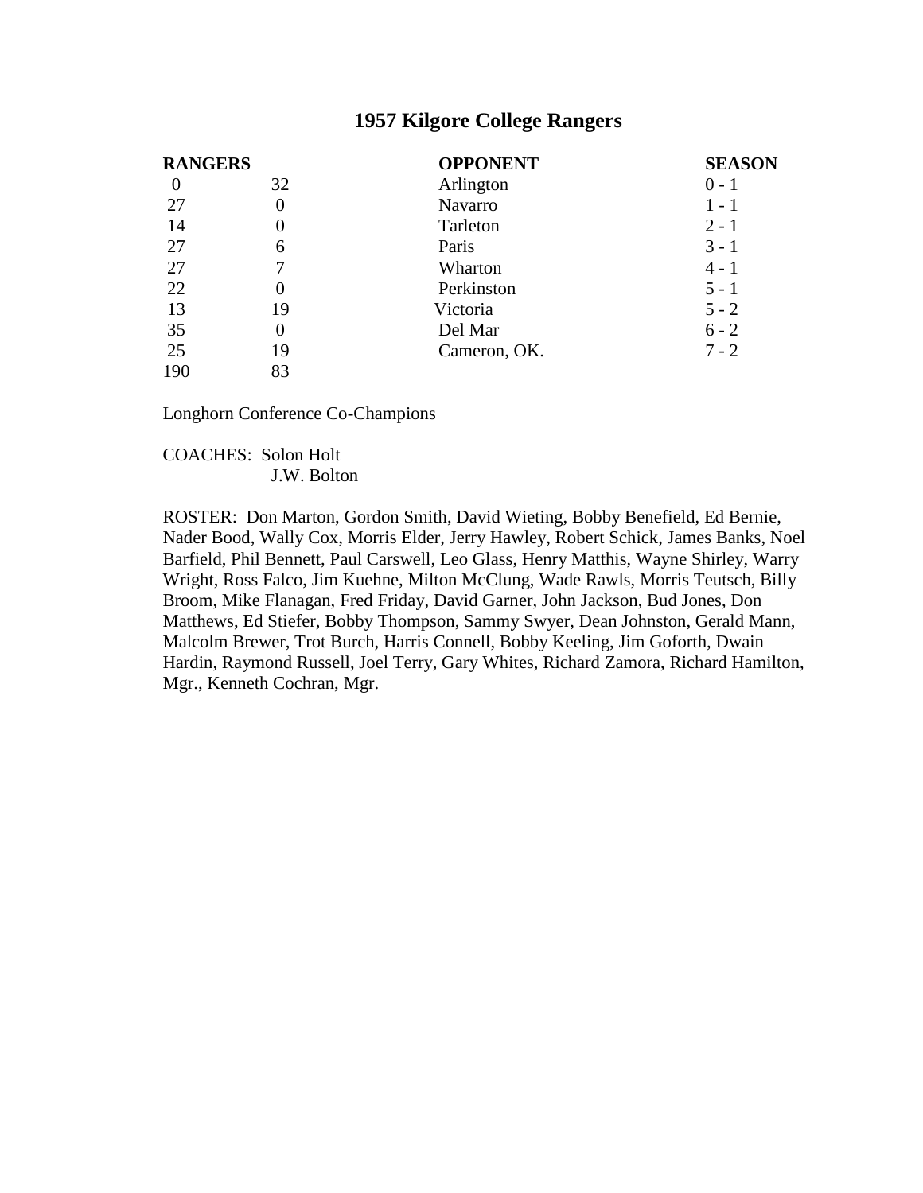## 1957 Kilgore College Rangers

| RANGERS | | OPPONENT | SEASON |
|---|---|---|---|
| 0 | 32 | Arlington | 0 - 1 |
| 27 | 0 | Navarro | 1 - 1 |
| 14 | 0 | Tarleton | 2 - 1 |
| 27 | 6 | Paris | 3 - 1 |
| 27 | 7 | Wharton | 4 - 1 |
| 22 | 0 | Perkinston | 5 - 1 |
| 13 | 19 | Victoria | 5 - 2 |
| 35 | 0 | Del Mar | 6 - 2 |
| 25 | 19 | Cameron, OK. | 7 - 2 |
| 190 | 83 | | |

Longhorn Conference Co-Champions

COACHES: Solon Holt
J.W. Bolton

ROSTER: Don Marton, Gordon Smith, David Wieting, Bobby Benefield, Ed Bernie, Nader Bood, Wally Cox, Morris Elder, Jerry Hawley, Robert Schick, James Banks, Noel Barfield, Phil Bennett, Paul Carswell, Leo Glass, Henry Matthis, Wayne Shirley, Warry Wright, Ross Falco, Jim Kuehne, Milton McClung, Wade Rawls, Morris Teutsch, Billy Broom, Mike Flanagan, Fred Friday, David Garner, John Jackson, Bud Jones, Don Matthews, Ed Stiefer, Bobby Thompson, Sammy Swyer, Dean Johnston, Gerald Mann, Malcolm Brewer, Trot Burch, Harris Connell, Bobby Keeling, Jim Goforth, Dwain Hardin, Raymond Russell, Joel Terry, Gary Whites, Richard Zamora, Richard Hamilton, Mgr., Kenneth Cochran, Mgr.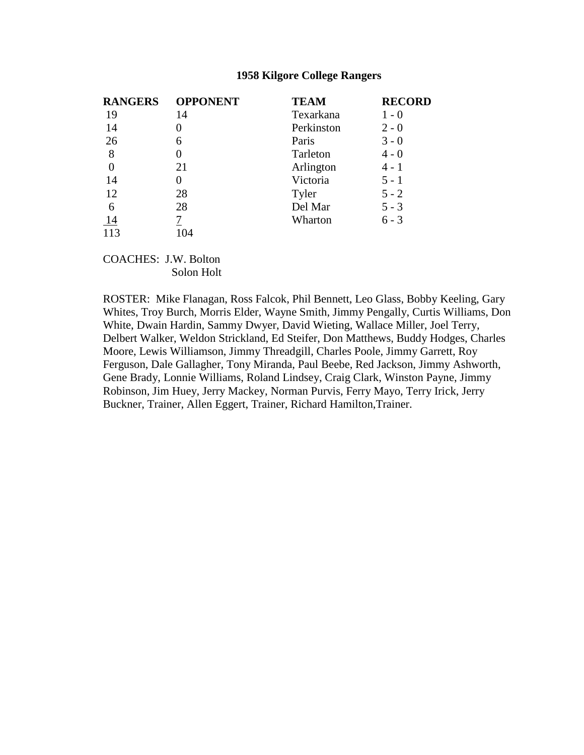# 1958 Kilgore College Rangers

| RANGERS | OPPONENT | TEAM | RECORD |
|---|---|---|---|
| 19 | 14 | Texarkana | 1 - 0 |
| 14 | 0 | Perkinston | 2 - 0 |
| 26 | 6 | Paris | 3 - 0 |
| 8 | 0 | Tarleton | 4 - 0 |
| 0 | 21 | Arlington | 4 - 1 |
| 14 | 0 | Victoria | 5 - 1 |
| 12 | 28 | Tyler | 5 - 2 |
| 6 | 28 | Del Mar | 5 - 3 |
| 14 | 7 | Wharton | 6 - 3 |
| 113 | 104 | | |

COACHES: J.W. Bolton
Solon Holt

ROSTER: Mike Flanagan, Ross Falcok, Phil Bennett, Leo Glass, Bobby Keeling, Gary Whites, Troy Burch, Morris Elder, Wayne Smith, Jimmy Pengally, Curtis Williams, Don White, Dwain Hardin, Sammy Dwyer, David Wieting, Wallace Miller, Joel Terry, Delbert Walker, Weldon Strickland, Ed Steifer, Don Matthews, Buddy Hodges, Charles Moore, Lewis Williamson, Jimmy Threadgill, Charles Poole, Jimmy Garrett, Roy Ferguson, Dale Gallagher, Tony Miranda, Paul Beebe, Red Jackson, Jimmy Ashworth, Gene Brady, Lonnie Williams, Roland Lindsey, Craig Clark, Winston Payne, Jimmy Robinson, Jim Huey, Jerry Mackey, Norman Purvis, Ferry Mayo, Terry Irick, Jerry Buckner, Trainer, Allen Eggert, Trainer, Richard Hamilton,Trainer.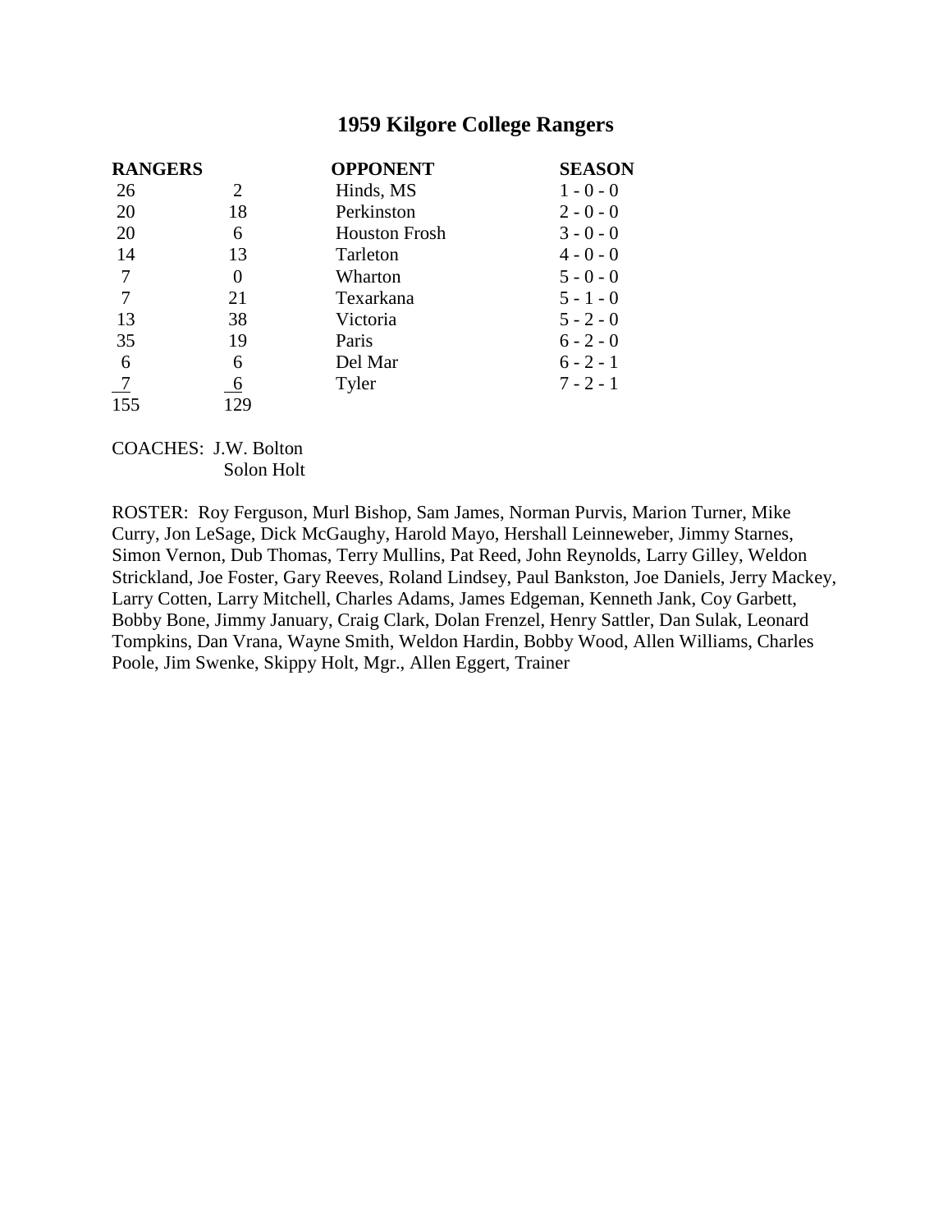## 1959 Kilgore College Rangers

| RANGERS | | OPPONENT | SEASON |
|---|---|---|---|
| 26 | 2 | Hinds, MS | 1 - 0 - 0 |
| 20 | 18 | Perkinston | 2 - 0 - 0 |
| 20 | 6 | Houston Frosh | 3 - 0 - 0 |
| 14 | 13 | Tarleton | 4 - 0 - 0 |
| 7 | 0 | Wharton | 5 - 0 - 0 |
| 7 | 21 | Texarkana | 5 - 1 - 0 |
| 13 | 38 | Victoria | 5 - 2 - 0 |
| 35 | 19 | Paris | 6 - 2 - 0 |
| 6 | 6 | Del Mar | 6 - 2 - 1 |
| 7 | 6 | Tyler | 7 - 2 - 1 |
| 155 | 129 | | |

COACHES: J.W. Bolton
Solon Holt

ROSTER: Roy Ferguson, Murl Bishop, Sam James, Norman Purvis, Marion Turner, Mike Curry, Jon LeSage, Dick McGaughy, Harold Mayo, Hershall Leinneweber, Jimmy Starnes, Simon Vernon, Dub Thomas, Terry Mullins, Pat Reed, John Reynolds, Larry Gilley, Weldon Strickland, Joe Foster, Gary Reeves, Roland Lindsey, Paul Bankston, Joe Daniels, Jerry Mackey, Larry Cotten, Larry Mitchell, Charles Adams, James Edgeman, Kenneth Jank, Coy Garbett, Bobby Bone, Jimmy January, Craig Clark, Dolan Frenzel, Henry Sattler, Dan Sulak, Leonard Tompkins, Dan Vrana, Wayne Smith, Weldon Hardin, Bobby Wood, Allen Williams, Charles Poole, Jim Swenke, Skippy Holt, Mgr., Allen Eggert, Trainer